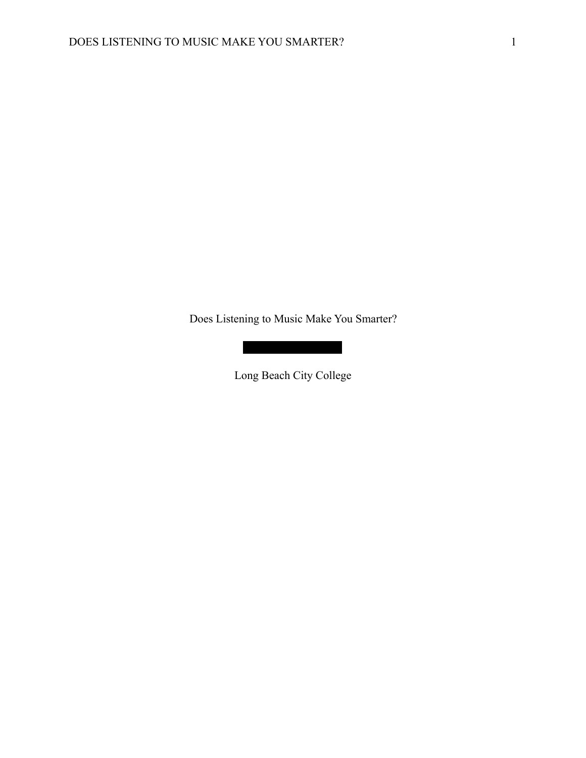# Does Listening to Music Make You Smarter?

Long Beach City College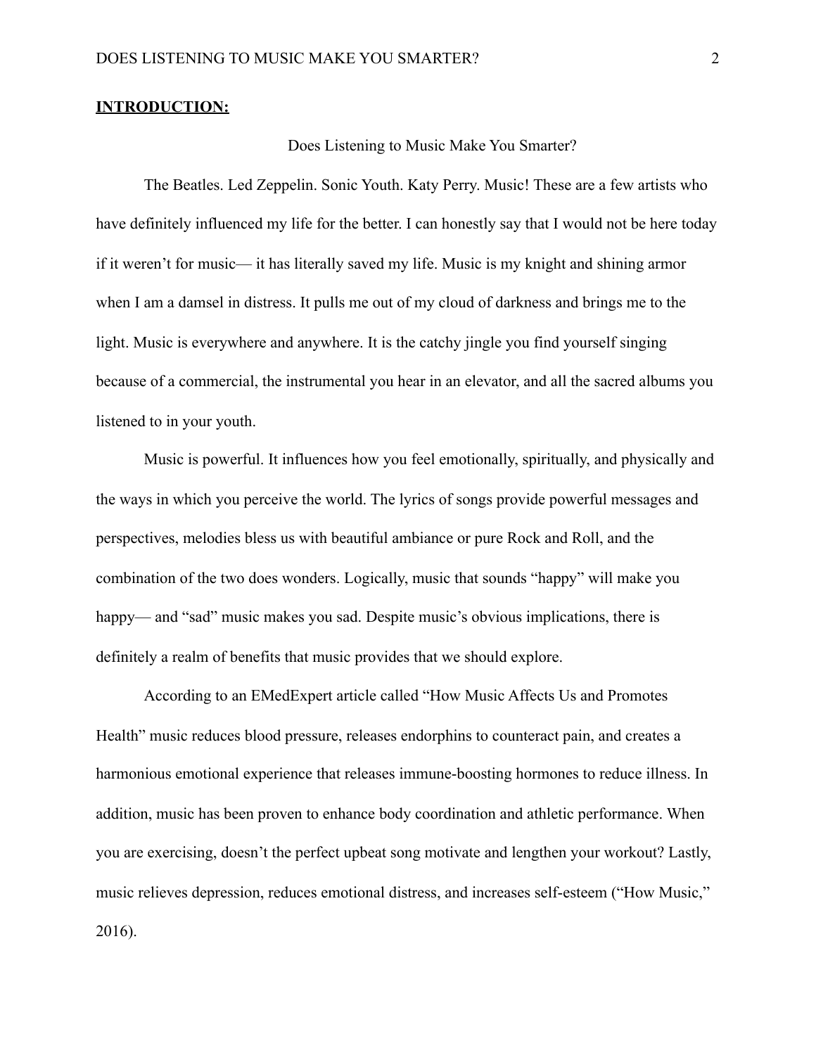**INTRODUCTION:**

Does Listening to Music Make You Smarter?

The Beatles. Led Zeppelin. Sonic Youth. Katy Perry. Music! These are a few artists who have definitely influenced my life for the better. I can honestly say that I would not be here today if it weren't for music— it has literally saved my life. Music is my knight and shining armor when I am a damsel in distress. It pulls me out of my cloud of darkness and brings me to the light. Music is everywhere and anywhere. It is the catchy jingle you find yourself singing because of a commercial, the instrumental you hear in an elevator, and all the sacred albums you listened to in your youth.

Music is powerful. It influences how you feel emotionally, spiritually, and physically and the ways in which you perceive the world. The lyrics of songs provide powerful messages and perspectives, melodies bless us with beautiful ambiance or pure Rock and Roll, and the combination of the two does wonders. Logically, music that sounds "happy" will make you happy— and "sad" music makes you sad. Despite music's obvious implications, there is definitely a realm of benefits that music provides that we should explore.

According to an EMedExpert article called "How Music Affects Us and Promotes Health" music reduces blood pressure, releases endorphins to counteract pain, and creates a harmonious emotional experience that releases immune-boosting hormones to reduce illness. In addition, music has been proven to enhance body coordination and athletic performance. When you are exercising, doesn't the perfect upbeat song motivate and lengthen your workout? Lastly, music relieves depression, reduces emotional distress, and increases self-esteem ("How Music," 2016).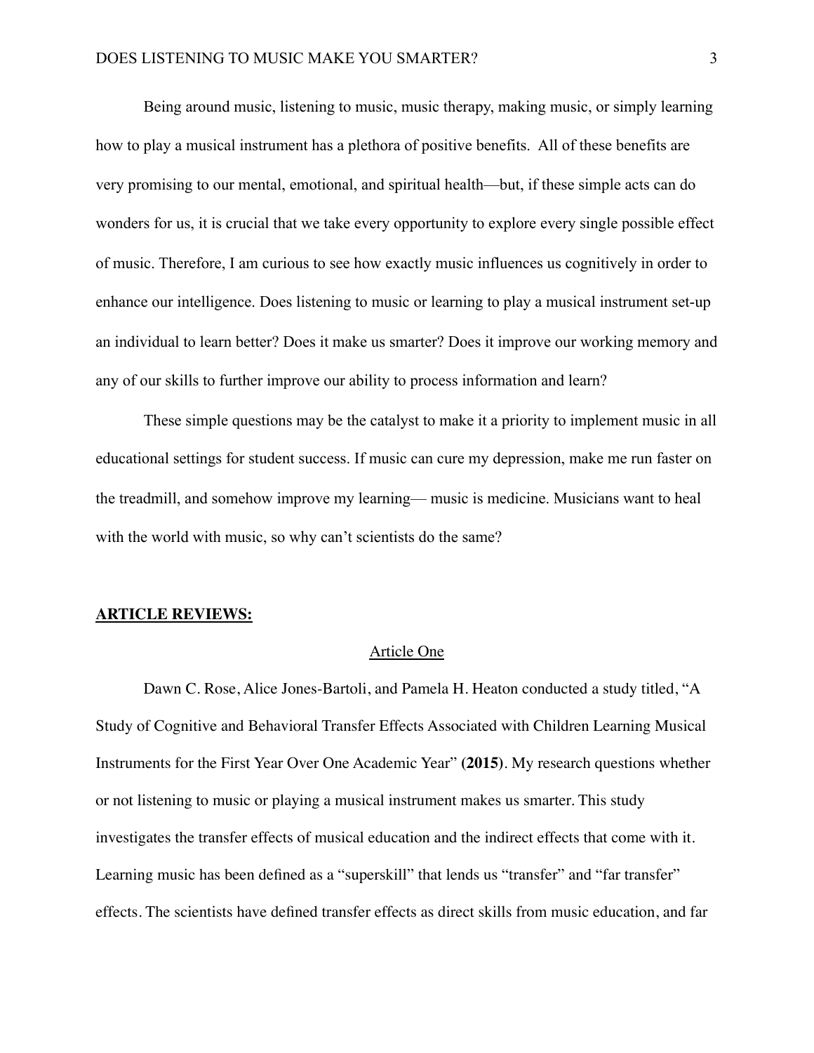Being around music, listening to music, music therapy, making music, or simply learning how to play a musical instrument has a plethora of positive benefits. All of these benefits are very promising to our mental, emotional, and spiritual health—but, if these simple acts can do wonders for us, it is crucial that we take every opportunity to explore every single possible effect of music. Therefore, I am curious to see how exactly music influences us cognitively in order to enhance our intelligence. Does listening to music or learning to play a musical instrument set-up an individual to learn better? Does it make us smarter? Does it improve our working memory and any of our skills to further improve our ability to process information and learn?

These simple questions may be the catalyst to make it a priority to implement music in all educational settings for student success. If music can cure my depression, make me run faster on the treadmill, and somehow improve my learning— music is medicine. Musicians want to heal with the world with music, so why can't scientists do the same?

## **ARTICLE REVIEWS:**

### Article One

Dawn C. Rose, Alice Jones-Bartoli, and Pamela H. Heaton conducted a study titled, "A Study of Cognitive and Behavioral Transfer Effects Associated with Children Learning Musical Instruments for the First Year Over One Academic Year" **(2015)**. My research questions whether or not listening to music or playing a musical instrument makes us smarter. This study investigates the transfer effects of musical education and the indirect effects that come with it. Learning music has been defined as a "superskill" that lends us "transfer" and "far transfer" effects. The scientists have defined transfer effects as direct skills from music education, and far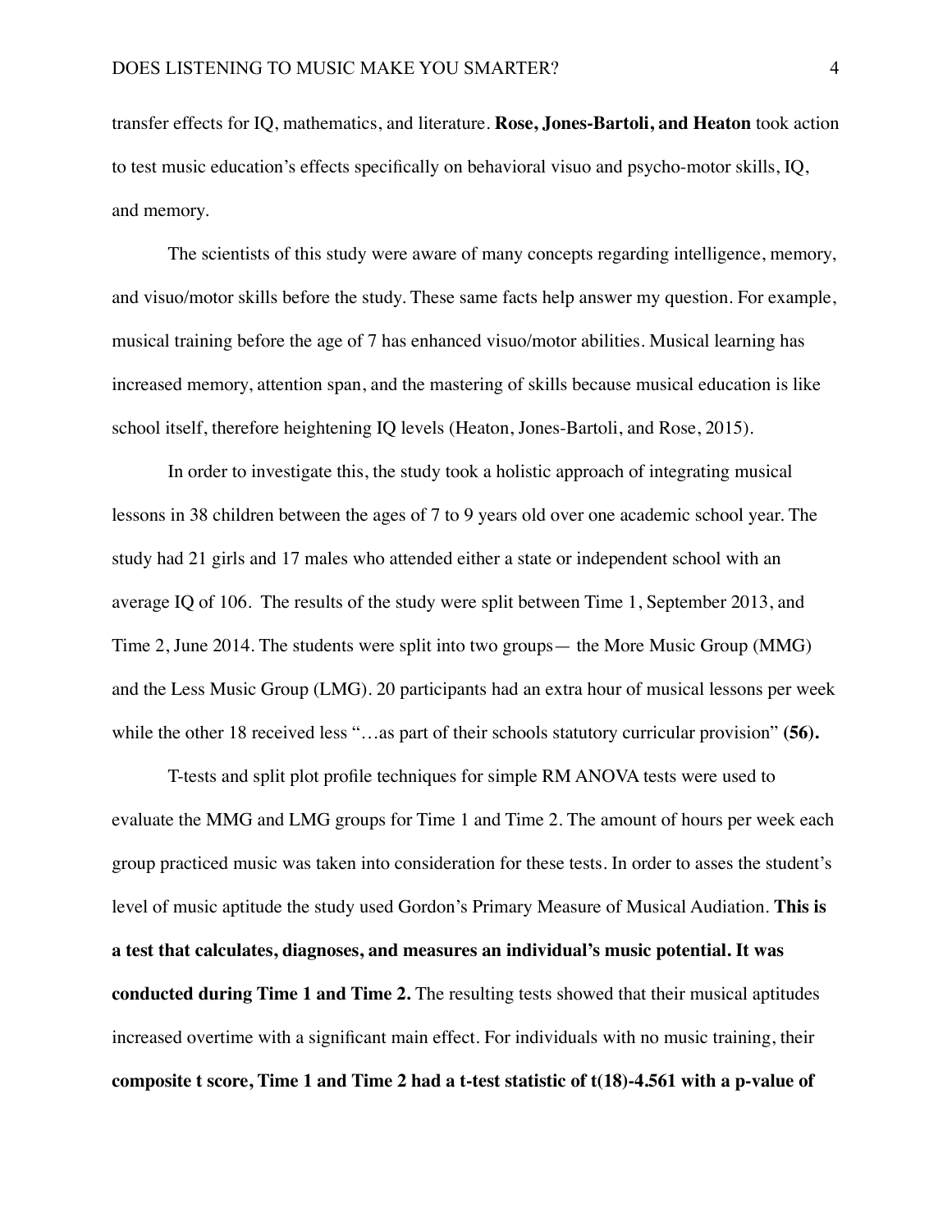transfer effects for IQ, mathematics, and literature. **Rose, Jones-Bartoli, and Heaton** took action to test music education's effects specifically on behavioral visuo and psycho-motor skills, IQ, and memory.

The scientists of this study were aware of many concepts regarding intelligence, memory, and visuo/motor skills before the study. These same facts help answer my question. For example, musical training before the age of 7 has enhanced visuo/motor abilities. Musical learning has increased memory, attention span, and the mastering of skills because musical education is like school itself, therefore heightening IQ levels (Heaton, Jones-Bartoli, and Rose, 2015).

In order to investigate this, the study took a holistic approach of integrating musical lessons in 38 children between the ages of 7 to 9 years old over one academic school year. The study had 21 girls and 17 males who attended either a state or independent school with an average IQ of 106. The results of the study were split between Time 1, September 2013, and Time 2, June 2014. The students were split into two groups— the More Music Group (MMG) and the Less Music Group (LMG). 20 participants had an extra hour of musical lessons per week while the other 18 received less "…as part of their schools statutory curricular provision" **(56).**

T-tests and split plot profile techniques for simple RM ANOVA tests were used to evaluate the MMG and LMG groups for Time 1 and Time 2. The amount of hours per week each group practiced music was taken into consideration for these tests. In order to asses the student's level of music aptitude the study used Gordon's Primary Measure of Musical Audiation. **This is a test that calculates, diagnoses, and measures an individual's music potential. It was conducted during Time 1 and Time 2.** The resulting tests showed that their musical aptitudes increased overtime with a significant main effect. For individuals with no music training, their **composite t score, Time 1 and Time 2 had a t-test statistic of $t(18)$-4.561 with a p-value of**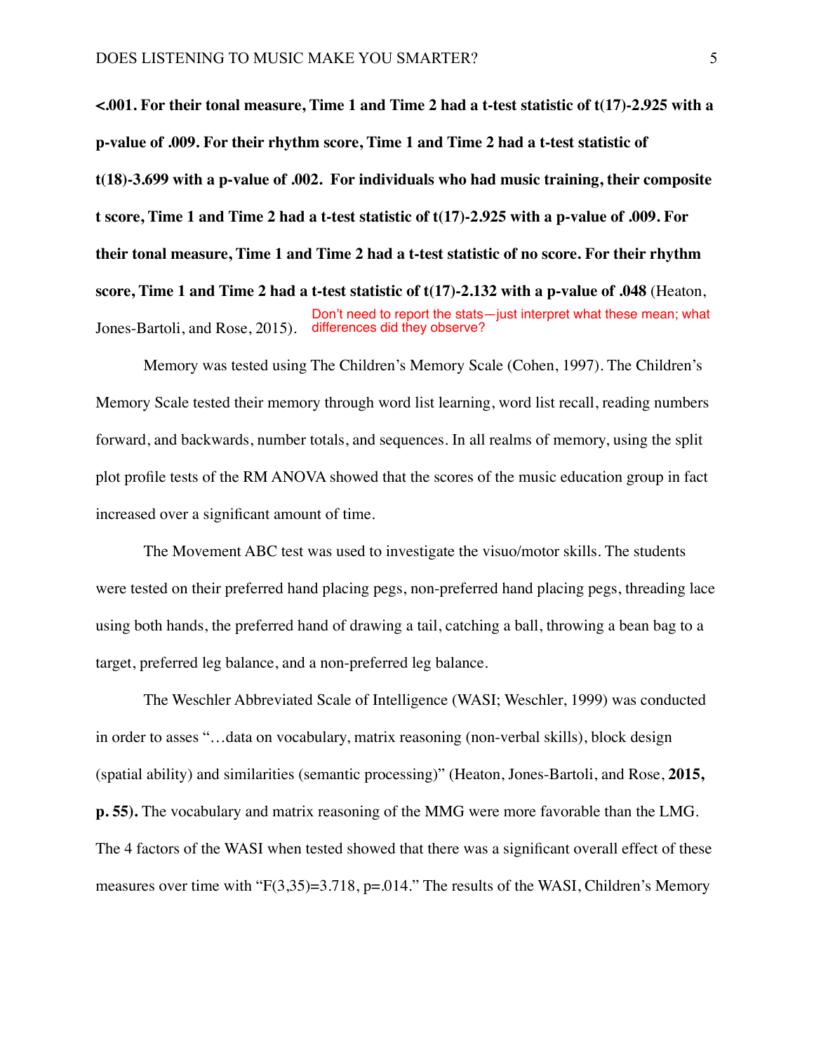**<.001. For their tonal measure, Time 1 and Time 2 had a t-test statistic of t(17)-2.925 with a p-value of .009. For their rhythm score, Time 1 and Time 2 had a t-test statistic of t(18)-3.699 with a p-value of .002. For individuals who had music training, their composite t score, Time 1 and Time 2 had a t-test statistic of t(17)-2.925 with a p-value of .009. For their tonal measure, Time 1 and Time 2 had a t-test statistic of no score. For their rhythm score, Time 1 and Time 2 had a t-test statistic of t(17)-2.132 with a p-value of .048** (Heaton, Jones-Bartoli, and Rose, 2015). Don't need to report the stats—just interpret what these mean; what differences did they observe?

Memory was tested using The Children's Memory Scale (Cohen, 1997). The Children's Memory Scale tested their memory through word list learning, word list recall, reading numbers forward, and backwards, number totals, and sequences. In all realms of memory, using the split plot profile tests of the RM ANOVA showed that the scores of the music education group in fact increased over a significant amount of time.

The Movement ABC test was used to investigate the visuo/motor skills. The students were tested on their preferred hand placing pegs, non-preferred hand placing pegs, threading lace using both hands, the preferred hand of drawing a tail, catching a ball, throwing a bean bag to a target, preferred leg balance, and a non-preferred leg balance.

The Weschler Abbreviated Scale of Intelligence (WASI; Weschler, 1999) was conducted in order to asses "…data on vocabulary, matrix reasoning (non-verbal skills), block design (spatial ability) and similarities (semantic processing)" (Heaton, Jones-Bartoli, and Rose, **2015, p. 55).** The vocabulary and matrix reasoning of the MMG were more favorable than the LMG. The 4 factors of the WASI when tested showed that there was a significant overall effect of these measures over time with "$F(3,35)=3.718$, $p=.014$." The results of the WASI, Children's Memory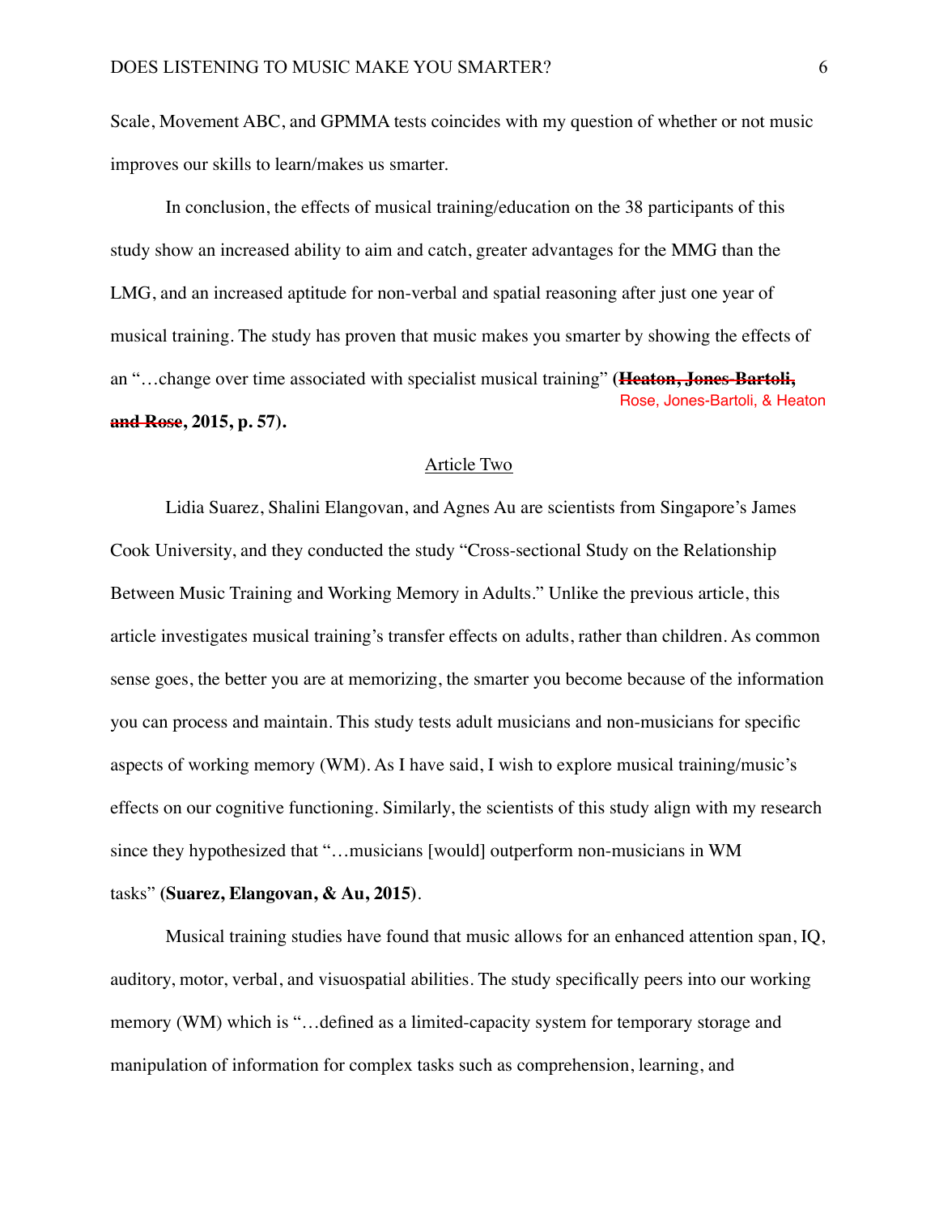Scale, Movement ABC, and GPMMA tests coincides with my question of whether or not music improves our skills to learn/makes us smarter.

In conclusion, the effects of musical training/education on the 38 participants of this study show an increased ability to aim and catch, greater advantages for the MMG than the LMG, and an increased aptitude for non-verbal and spatial reasoning after just one year of musical training. The study has proven that music makes you smarter by showing the effects of an "…change over time associated with specialist musical training" (~~**Heaton, Jones-Bartoli, and Rose**~~ Rose, Jones-Bartoli, & Heaton**, 2015, p. 57).**

Article Two

Lidia Suarez, Shalini Elangovan, and Agnes Au are scientists from Singapore's James Cook University, and they conducted the study "Cross-sectional Study on the Relationship Between Music Training and Working Memory in Adults." Unlike the previous article, this article investigates musical training's transfer effects on adults, rather than children. As common sense goes, the better you are at memorizing, the smarter you become because of the information you can process and maintain. This study tests adult musicians and non-musicians for specific aspects of working memory (WM). As I have said, I wish to explore musical training/music's effects on our cognitive functioning. Similarly, the scientists of this study align with my research since they hypothesized that "…musicians [would] outperform non-musicians in WM tasks" **(Suarez, Elangovan, & Au, 2015)**.

Musical training studies have found that music allows for an enhanced attention span, IQ, auditory, motor, verbal, and visuospatial abilities. The study specifically peers into our working memory (WM) which is "…defined as a limited-capacity system for temporary storage and manipulation of information for complex tasks such as comprehension, learning, and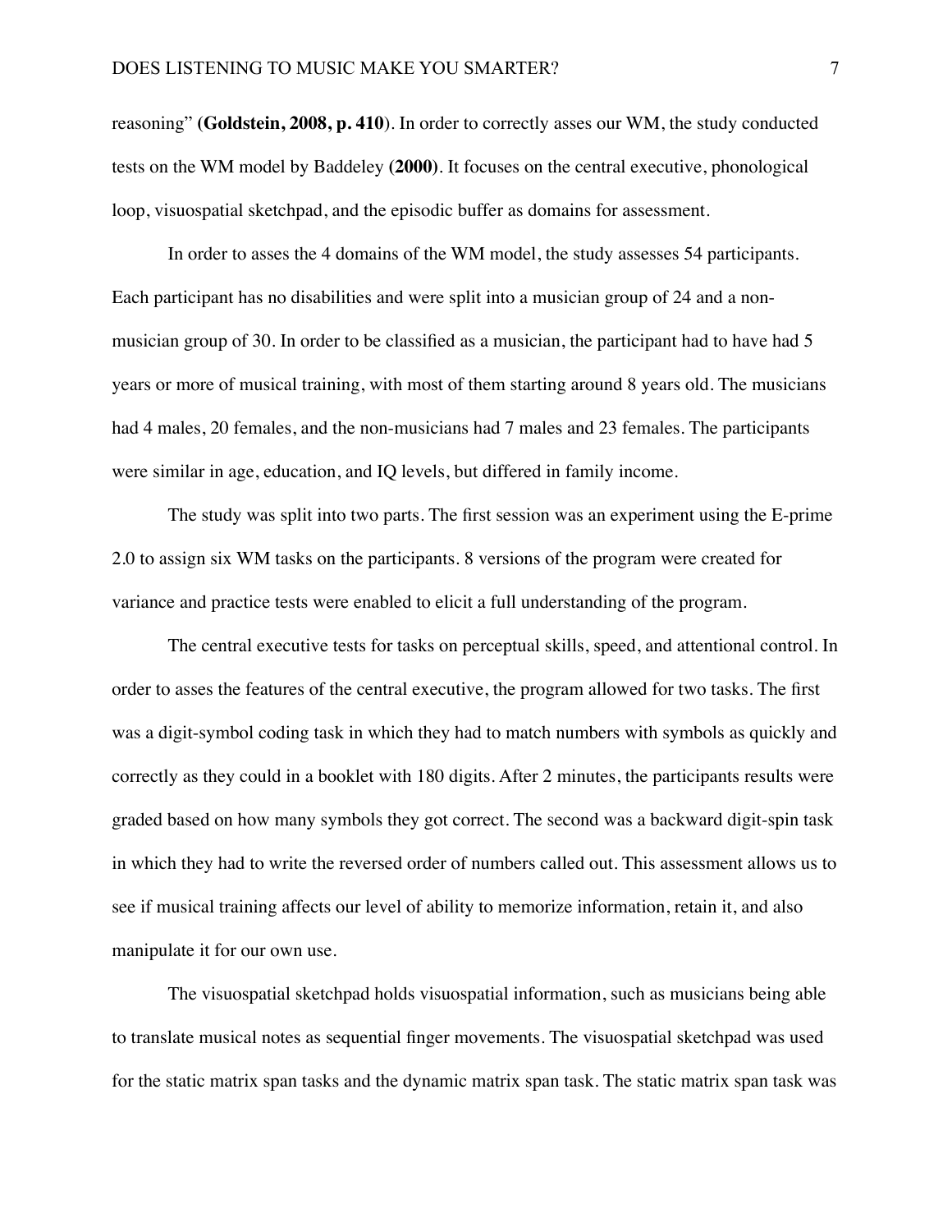reasoning" **(Goldstein, 2008, p. 410**). In order to correctly asses our WM, the study conducted tests on the WM model by Baddeley **(2000)**. It focuses on the central executive, phonological loop, visuospatial sketchpad, and the episodic buffer as domains for assessment.

In order to asses the 4 domains of the WM model, the study assesses 54 participants. Each participant has no disabilities and were split into a musician group of 24 and a non-musician group of 30. In order to be classified as a musician, the participant had to have had 5 years or more of musical training, with most of them starting around 8 years old. The musicians had 4 males, 20 females, and the non-musicians had 7 males and 23 females. The participants were similar in age, education, and IQ levels, but differed in family income.

The study was split into two parts. The first session was an experiment using the E-prime 2.0 to assign six WM tasks on the participants. 8 versions of the program were created for variance and practice tests were enabled to elicit a full understanding of the program.

The central executive tests for tasks on perceptual skills, speed, and attentional control. In order to asses the features of the central executive, the program allowed for two tasks. The first was a digit-symbol coding task in which they had to match numbers with symbols as quickly and correctly as they could in a booklet with 180 digits. After 2 minutes, the participants results were graded based on how many symbols they got correct. The second was a backward digit-spin task in which they had to write the reversed order of numbers called out. This assessment allows us to see if musical training affects our level of ability to memorize information, retain it, and also manipulate it for our own use.

The visuospatial sketchpad holds visuospatial information, such as musicians being able to translate musical notes as sequential finger movements. The visuospatial sketchpad was used for the static matrix span tasks and the dynamic matrix span task. The static matrix span task was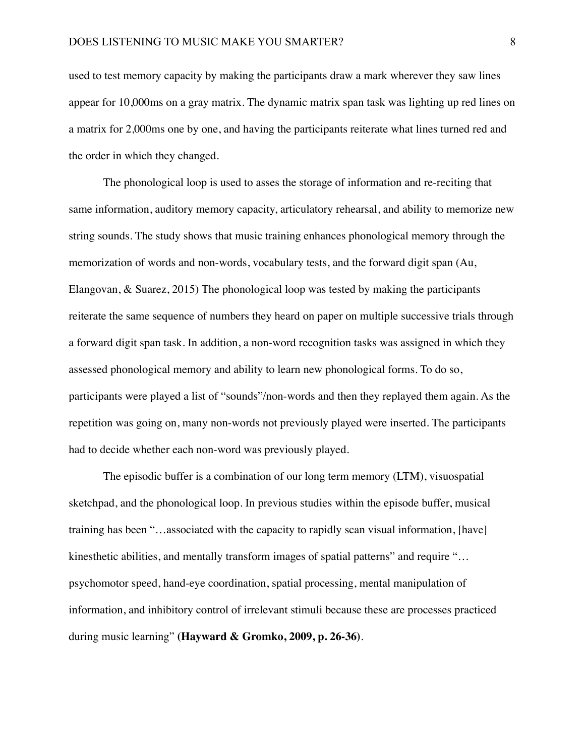used to test memory capacity by making the participants draw a mark wherever they saw lines appear for 10,000ms on a gray matrix. The dynamic matrix span task was lighting up red lines on a matrix for 2,000ms one by one, and having the participants reiterate what lines turned red and the order in which they changed.

The phonological loop is used to asses the storage of information and re-reciting that same information, auditory memory capacity, articulatory rehearsal, and ability to memorize new string sounds. The study shows that music training enhances phonological memory through the memorization of words and non-words, vocabulary tests, and the forward digit span (Au, Elangovan, & Suarez, 2015) The phonological loop was tested by making the participants reiterate the same sequence of numbers they heard on paper on multiple successive trials through a forward digit span task. In addition, a non-word recognition tasks was assigned in which they assessed phonological memory and ability to learn new phonological forms. To do so, participants were played a list of "sounds"/non-words and then they replayed them again. As the repetition was going on, many non-words not previously played were inserted. The participants had to decide whether each non-word was previously played.

The episodic buffer is a combination of our long term memory (LTM), visuospatial sketchpad, and the phonological loop. In previous studies within the episode buffer, musical training has been "…associated with the capacity to rapidly scan visual information, [have] kinesthetic abilities, and mentally transform images of spatial patterns" and require "… psychomotor speed, hand-eye coordination, spatial processing, mental manipulation of information, and inhibitory control of irrelevant stimuli because these are processes practiced during music learning" **(Hayward & Gromko, 2009, p. 26-36)**.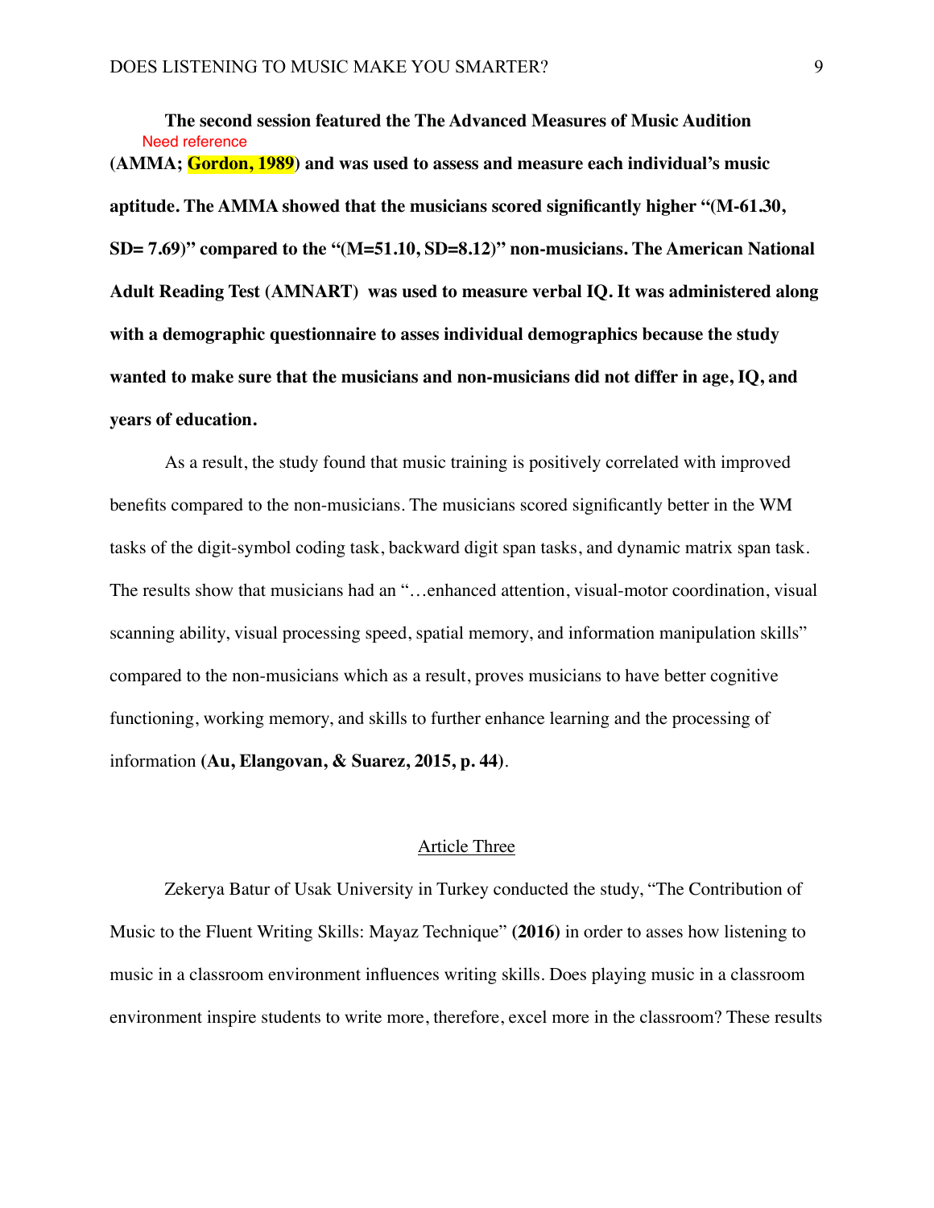**The second session featured the The Advanced Measures of Music Audition**

Need reference

**(AMMA; Gordon, 1989) and was used to assess and measure each individual's music aptitude. The AMMA showed that the musicians scored significantly higher "(M-61.30, SD= 7.69)" compared to the "(M=51.10, SD=8.12)" non-musicians. The American National Adult Reading Test (AMNART) was used to measure verbal IQ. It was administered along with a demographic questionnaire to asses individual demographics because the study wanted to make sure that the musicians and non-musicians did not differ in age, IQ, and years of education.**

As a result, the study found that music training is positively correlated with improved benefits compared to the non-musicians. The musicians scored significantly better in the WM tasks of the digit-symbol coding task, backward digit span tasks, and dynamic matrix span task. The results show that musicians had an "…enhanced attention, visual-motor coordination, visual scanning ability, visual processing speed, spatial memory, and information manipulation skills" compared to the non-musicians which as a result, proves musicians to have better cognitive functioning, working memory, and skills to further enhance learning and the processing of information **(Au, Elangovan, & Suarez, 2015, p. 44)**.

Article Three

Zekerya Batur of Usak University in Turkey conducted the study, "The Contribution of Music to the Fluent Writing Skills: Mayaz Technique" **(2016)** in order to asses how listening to music in a classroom environment influences writing skills. Does playing music in a classroom environment inspire students to write more, therefore, excel more in the classroom? These results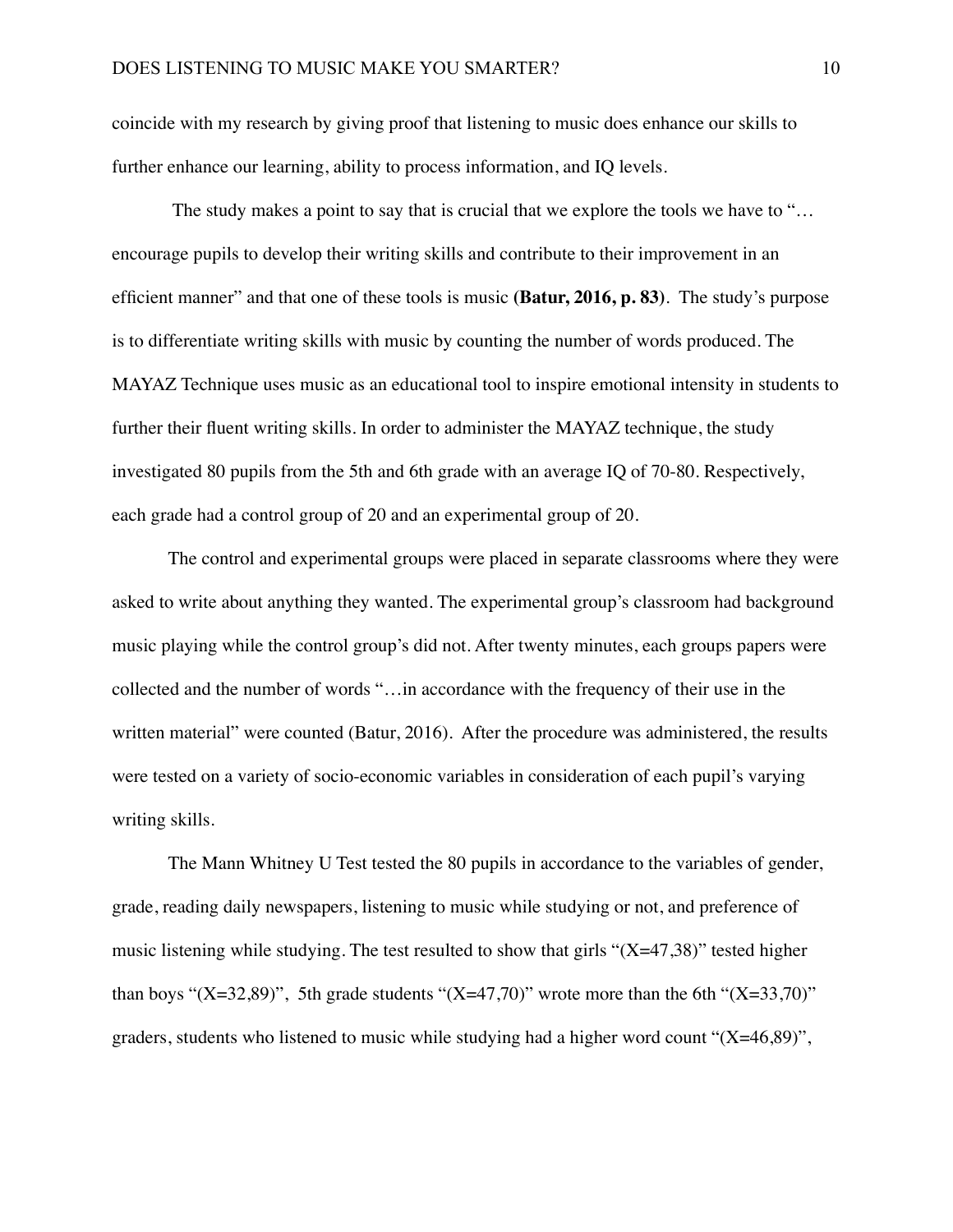coincide with my research by giving proof that listening to music does enhance our skills to further enhance our learning, ability to process information, and IQ levels.

The study makes a point to say that is crucial that we explore the tools we have to "…encourage pupils to develop their writing skills and contribute to their improvement in an efficient manner" and that one of these tools is music **(Batur, 2016, p. 83)**. The study's purpose is to differentiate writing skills with music by counting the number of words produced. The MAYAZ Technique uses music as an educational tool to inspire emotional intensity in students to further their fluent writing skills. In order to administer the MAYAZ technique, the study investigated 80 pupils from the 5th and 6th grade with an average IQ of 70-80. Respectively, each grade had a control group of 20 and an experimental group of 20.

The control and experimental groups were placed in separate classrooms where they were asked to write about anything they wanted. The experimental group's classroom had background music playing while the control group's did not. After twenty minutes, each groups papers were collected and the number of words "…in accordance with the frequency of their use in the written material" were counted (Batur, 2016). After the procedure was administered, the results were tested on a variety of socio-economic variables in consideration of each pupil's varying writing skills.

The Mann Whitney U Test tested the 80 pupils in accordance to the variables of gender, grade, reading daily newspapers, listening to music while studying or not, and preference of music listening while studying. The test resulted to show that girls "(X=47,38)" tested higher than boys "(X=32,89)", 5th grade students "(X=47,70)" wrote more than the 6th "(X=33,70)" graders, students who listened to music while studying had a higher word count "(X=46,89)",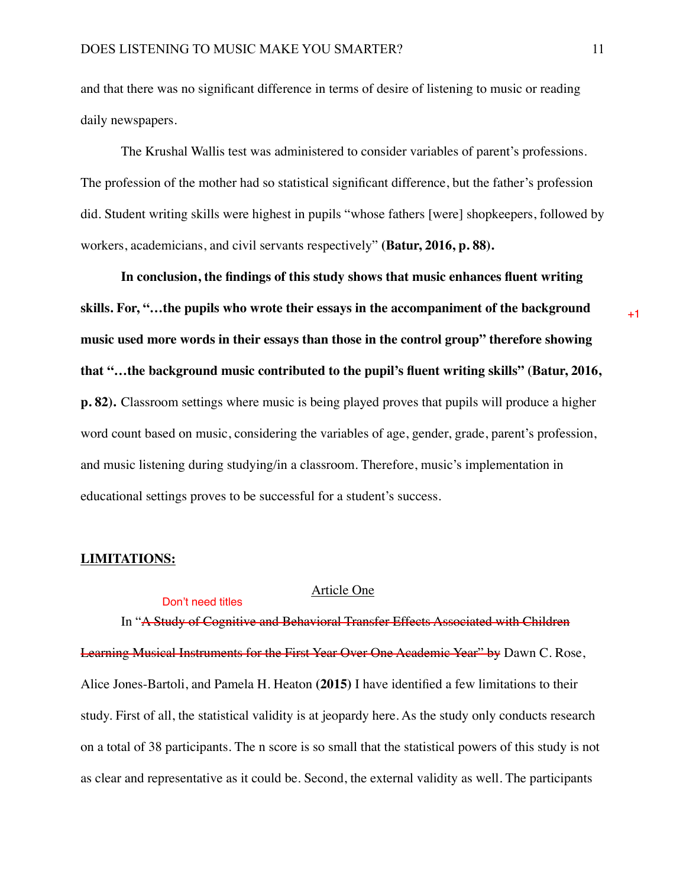and that there was no significant difference in terms of desire of listening to music or reading daily newspapers.

The Krushal Wallis test was administered to consider variables of parent's professions. The profession of the mother had so statistical significant difference, but the father's profession did. Student writing skills were highest in pupils "whose fathers [were] shopkeepers, followed by workers, academicians, and civil servants respectively" **(Batur, 2016, p. 88).**

**In conclusion, the findings of this study shows that music enhances fluent writing skills. For, "…the pupils who wrote their essays in the accompaniment of the background music used more words in their essays than those in the control group" therefore showing that "…the background music contributed to the pupil's fluent writing skills" (Batur, 2016, p. 82).** Classroom settings where music is being played proves that pupils will produce a higher word count based on music, considering the variables of age, gender, grade, parent's profession, and music listening during studying/in a classroom. Therefore, music's implementation in educational settings proves to be successful for a student's success.

+1

**LIMITATIONS:**

Article One

Don't need titles

In "~~A Study of Cognitive and Behavioral Transfer Effects Associated with Children Learning Musical Instruments for the First Year Over One Academic Year" by~~ Dawn C. Rose, Alice Jones-Bartoli, and Pamela H. Heaton **(2015)** I have identified a few limitations to their study. First of all, the statistical validity is at jeopardy here. As the study only conducts research on a total of 38 participants. The n score is so small that the statistical powers of this study is not as clear and representative as it could be. Second, the external validity as well. The participants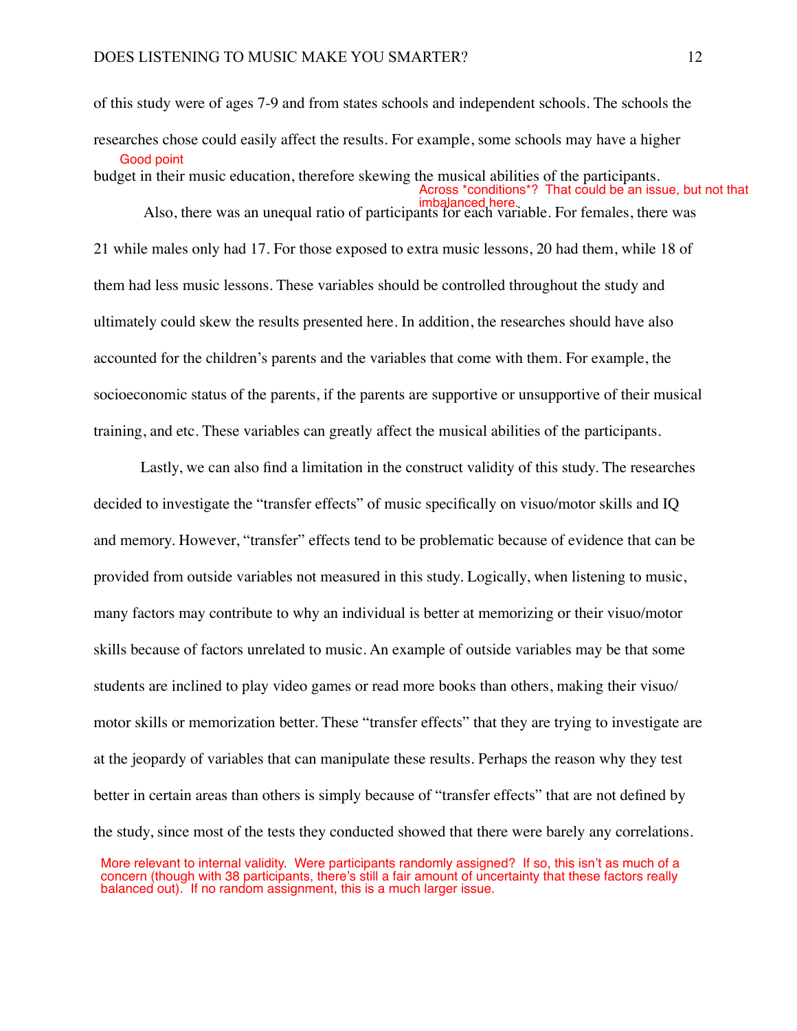of this study were of ages 7-9 and from states schools and independent schools. The schools the researches chose could easily affect the results. For example, some schools may have a higher budget in their music education, therefore skewing the musical abilities of the participants.

Good point

Also, there was an unequal ratio of participants for each variable. For females, there was 21 while males only had 17. For those exposed to extra music lessons, 20 had them, while 18 of them had less music lessons. These variables should be controlled throughout the study and ultimately could skew the results presented here. In addition, the researches should have also accounted for the children's parents and the variables that come with them. For example, the socioeconomic status of the parents, if the parents are supportive or unsupportive of their musical training, and etc. These variables can greatly affect the musical abilities of the participants.

Across *conditions*? That could be an issue, but not that imbalanced here.

Lastly, we can also find a limitation in the construct validity of this study. The researches decided to investigate the "transfer effects" of music specifically on visuo/motor skills and IQ and memory. However, "transfer" effects tend to be problematic because of evidence that can be provided from outside variables not measured in this study. Logically, when listening to music, many factors may contribute to why an individual is better at memorizing or their visuo/motor skills because of factors unrelated to music. An example of outside variables may be that some students are inclined to play video games or read more books than others, making their visuo/motor skills or memorization better. These "transfer effects" that they are trying to investigate are at the jeopardy of variables that can manipulate these results. Perhaps the reason why they test better in certain areas than others is simply because of "transfer effects" that are not defined by the study, since most of the tests they conducted showed that there were barely any correlations.

More relevant to internal validity. Were participants randomly assigned? If so, this isn't as much of a concern (though with 38 participants, there's still a fair amount of uncertainty that these factors really balanced out). If no random assignment, this is a much larger issue.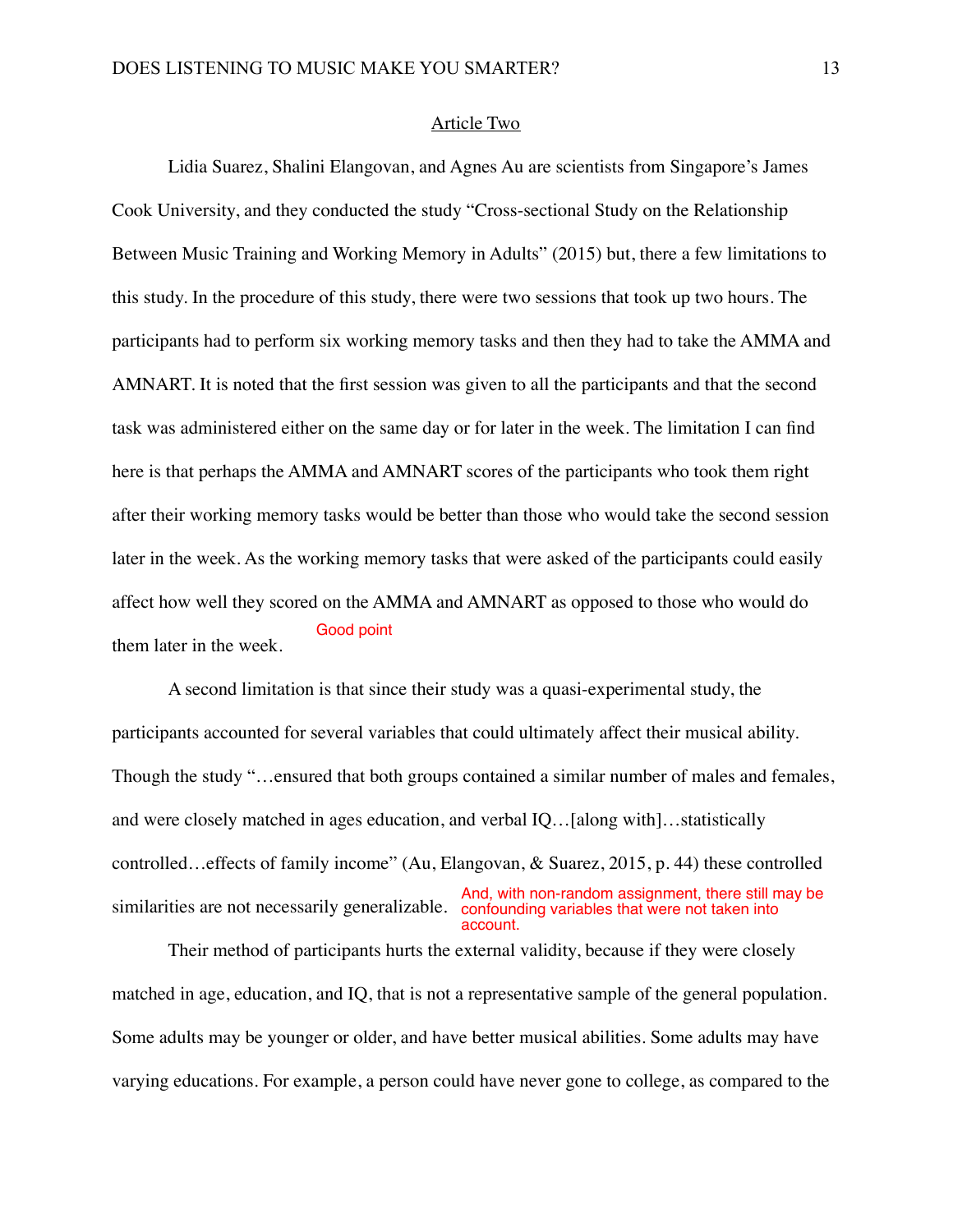Article Two

Lidia Suarez, Shalini Elangovan, and Agnes Au are scientists from Singapore's James Cook University, and they conducted the study "Cross-sectional Study on the Relationship Between Music Training and Working Memory in Adults" (2015) but, there a few limitations to this study. In the procedure of this study, there were two sessions that took up two hours. The participants had to perform six working memory tasks and then they had to take the AMMA and AMNART. It is noted that the first session was given to all the participants and that the second task was administered either on the same day or for later in the week. The limitation I can find here is that perhaps the AMMA and AMNART scores of the participants who took them right after their working memory tasks would be better than those who would take the second session later in the week. As the working memory tasks that were asked of the participants could easily affect how well they scored on the AMMA and AMNART as opposed to those who would do them later in the week.

Good point

A second limitation is that since their study was a quasi-experimental study, the participants accounted for several variables that could ultimately affect their musical ability. Though the study "…ensured that both groups contained a similar number of males and females, and were closely matched in ages education, and verbal IQ…[along with]…statistically controlled…effects of family income" (Au, Elangovan, & Suarez, 2015, p. 44) these controlled similarities are not necessarily generalizable.

And, with non-random assignment, there still may be confounding variables that were not taken into account.

Their method of participants hurts the external validity, because if they were closely matched in age, education, and IQ, that is not a representative sample of the general population. Some adults may be younger or older, and have better musical abilities. Some adults may have varying educations. For example, a person could have never gone to college, as compared to the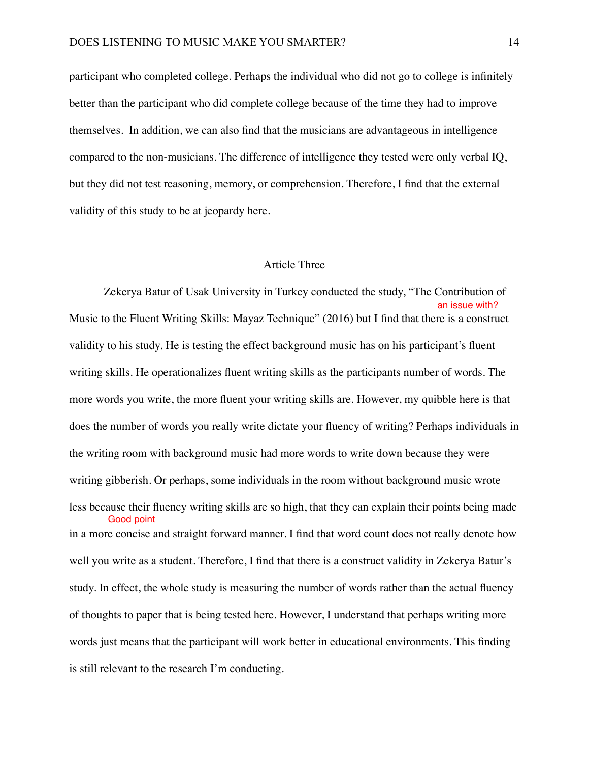participant who completed college. Perhaps the individual who did not go to college is infinitely better than the participant who did complete college because of the time they had to improve themselves. In addition, we can also find that the musicians are advantageous in intelligence compared to the non-musicians. The difference of intelligence they tested were only verbal IQ, but they did not test reasoning, memory, or comprehension. Therefore, I find that the external validity of this study to be at jeopardy here.

## Article Three

Zekerya Batur of Usak University in Turkey conducted the study, "The Contribution of Music to the Fluent Writing Skills: Mayaz Technique" (2016) but I find that there is a construct validity to his study. He is testing the effect background music has on his participant's fluent writing skills. He operationalizes fluent writing skills as the participants number of words. The more words you write, the more fluent your writing skills are. However, my quibble here is that does the number of words you really write dictate your fluency of writing? Perhaps individuals in the writing room with background music had more words to write down because they were writing gibberish. Or perhaps, some individuals in the room without background music wrote less because their fluency writing skills are so high, that they can explain their points being made in a more concise and straight forward manner. I find that word count does not really denote how well you write as a student. Therefore, I find that there is a construct validity in Zekerya Batur's study. In effect, the whole study is measuring the number of words rather than the actual fluency of thoughts to paper that is being tested here. However, I understand that perhaps writing more words just means that the participant will work better in educational environments. This finding is still relevant to the research I'm conducting.

an issue with?

Good point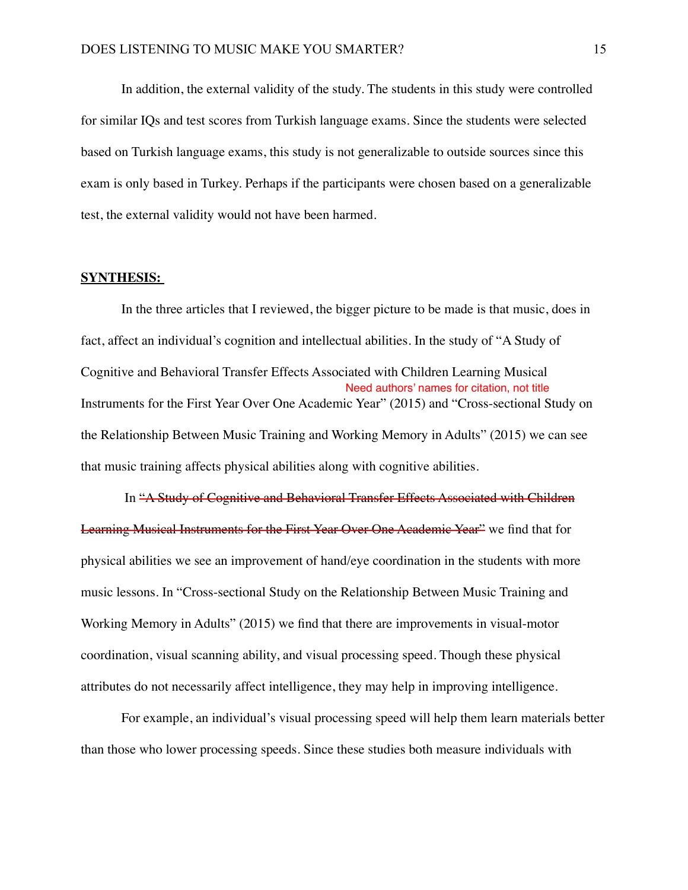In addition, the external validity of the study. The students in this study were controlled for similar IQs and test scores from Turkish language exams. Since the students were selected based on Turkish language exams, this study is not generalizable to outside sources since this exam is only based in Turkey. Perhaps if the participants were chosen based on a generalizable test, the external validity would not have been harmed.

## SYNTHESIS:

In the three articles that I reviewed, the bigger picture to be made is that music, does in fact, affect an individual's cognition and intellectual abilities. In the study of "A Study of Cognitive and Behavioral Transfer Effects Associated with Children Learning Musical Instruments for the First Year Over One Academic Year" (2015) and "Cross-sectional Study on the Relationship Between Music Training and Working Memory in Adults" (2015) we can see that music training affects physical abilities along with cognitive abilities.

Need authors' names for citation, not title

In ~~"A Study of Cognitive and Behavioral Transfer Effects Associated with Children Learning Musical Instruments for the First Year Over One Academic Year"~~ we find that for physical abilities we see an improvement of hand/eye coordination in the students with more music lessons. In "Cross-sectional Study on the Relationship Between Music Training and Working Memory in Adults" (2015) we find that there are improvements in visual-motor coordination, visual scanning ability, and visual processing speed. Though these physical attributes do not necessarily affect intelligence, they may help in improving intelligence.

For example, an individual's visual processing speed will help them learn materials better than those who lower processing speeds. Since these studies both measure individuals with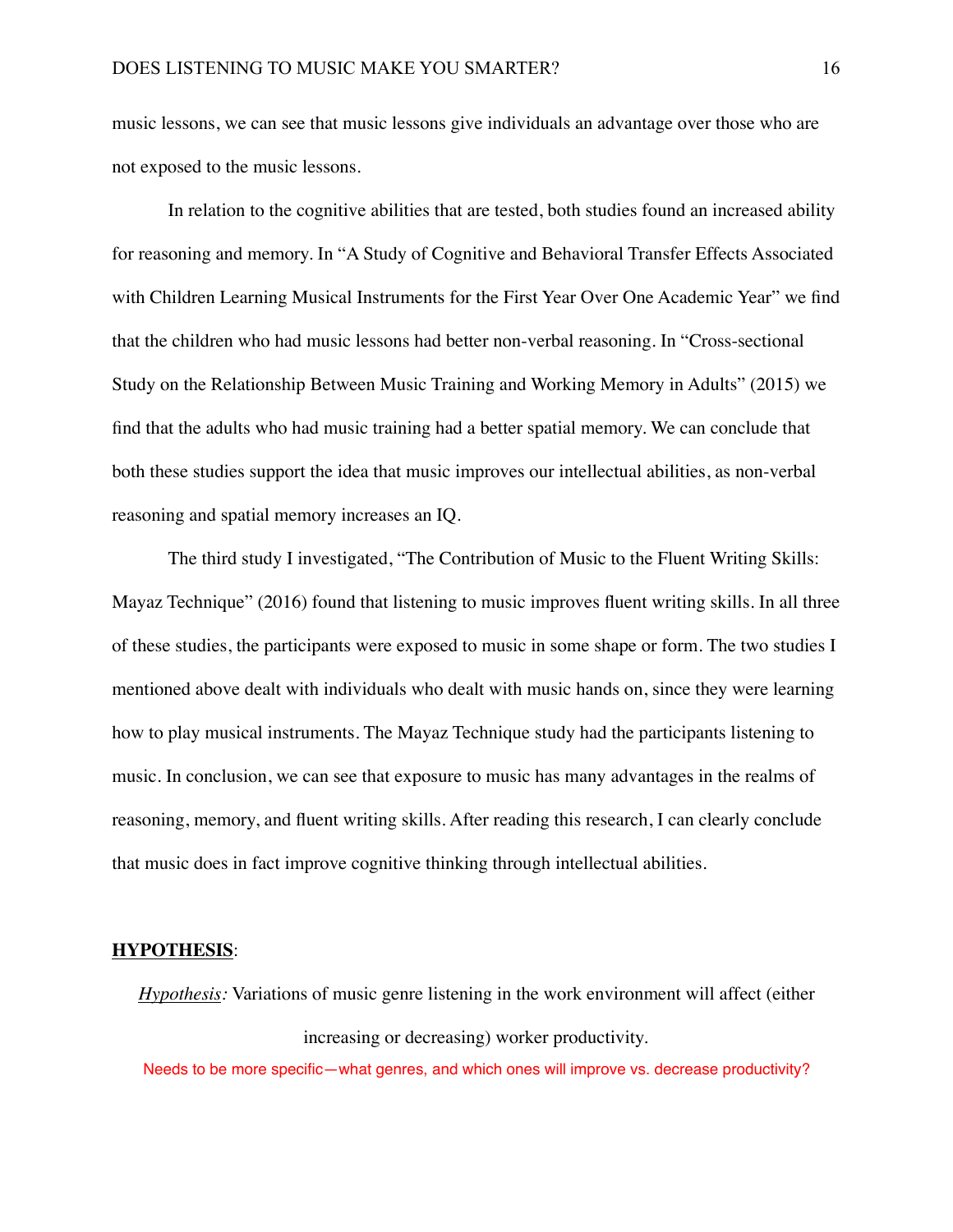music lessons, we can see that music lessons give individuals an advantage over those who are not exposed to the music lessons.

In relation to the cognitive abilities that are tested, both studies found an increased ability for reasoning and memory. In "A Study of Cognitive and Behavioral Transfer Effects Associated with Children Learning Musical Instruments for the First Year Over One Academic Year" we find that the children who had music lessons had better non-verbal reasoning. In "Cross-sectional Study on the Relationship Between Music Training and Working Memory in Adults" (2015) we find that the adults who had music training had a better spatial memory. We can conclude that both these studies support the idea that music improves our intellectual abilities, as non-verbal reasoning and spatial memory increases an IQ.

The third study I investigated, "The Contribution of Music to the Fluent Writing Skills: Mayaz Technique" (2016) found that listening to music improves fluent writing skills. In all three of these studies, the participants were exposed to music in some shape or form. The two studies I mentioned above dealt with individuals who dealt with music hands on, since they were learning how to play musical instruments. The Mayaz Technique study had the participants listening to music. In conclusion, we can see that exposure to music has many advantages in the realms of reasoning, memory, and fluent writing skills. After reading this research, I can clearly conclude that music does in fact improve cognitive thinking through intellectual abilities.

**HYPOTHESIS**:

*Hypothesis:* Variations of music genre listening in the work environment will affect (either increasing or decreasing) worker productivity.

Needs to be more specific—what genres, and which ones will improve vs. decrease productivity?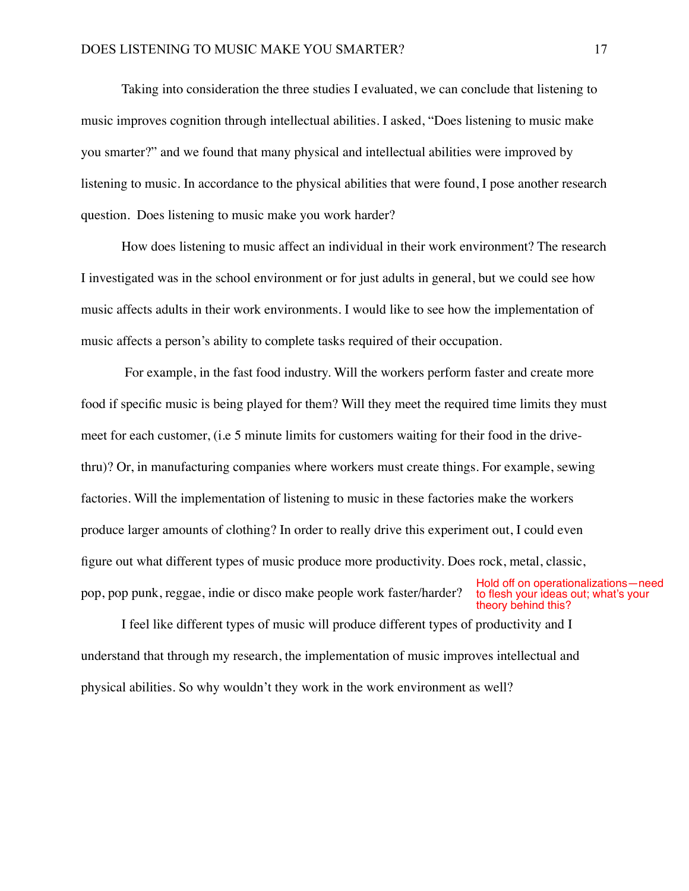Taking into consideration the three studies I evaluated, we can conclude that listening to music improves cognition through intellectual abilities. I asked, "Does listening to music make you smarter?" and we found that many physical and intellectual abilities were improved by listening to music. In accordance to the physical abilities that were found, I pose another research question.  Does listening to music make you work harder?

How does listening to music affect an individual in their work environment? The research I investigated was in the school environment or for just adults in general, but we could see how music affects adults in their work environments. I would like to see how the implementation of music affects a person's ability to complete tasks required of their occupation.

For example, in the fast food industry. Will the workers perform faster and create more food if specific music is being played for them? Will they meet the required time limits they must meet for each customer, (i.e 5 minute limits for customers waiting for their food in the drive-thru)? Or, in manufacturing companies where workers must create things. For example, sewing factories. Will the implementation of listening to music in these factories make the workers produce larger amounts of clothing? In order to really drive this experiment out, I could even figure out what different types of music produce more productivity. Does rock, metal, classic, pop, pop punk, reggae, indie or disco make people work faster/harder?

Hold off on operationalizations—need to flesh your ideas out; what's your theory behind this?

I feel like different types of music will produce different types of productivity and I understand that through my research, the implementation of music improves intellectual and physical abilities. So why wouldn't they work in the work environment as well?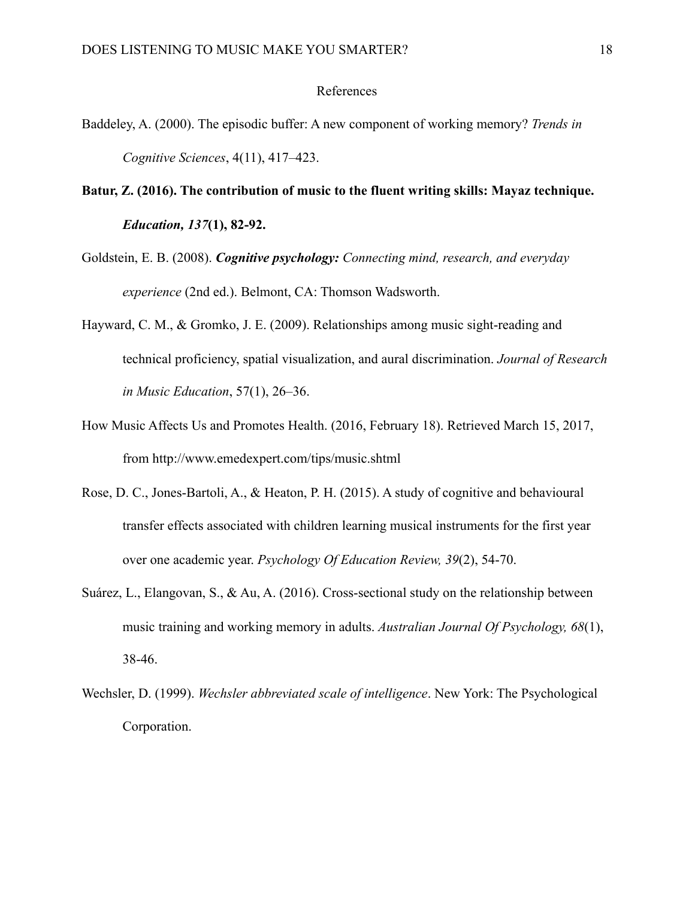# References

Baddeley, A. (2000). The episodic buffer: A new component of working memory? *Trends in Cognitive Sciences*, 4(11), 417–423.

**Batur, Z. (2016). The contribution of music to the fluent writing skills: Mayaz technique. *Education, 137*(1), 82-92.**

Goldstein, E. B. (2008). ***Cognitive psychology:*** *Connecting mind, research, and everyday experience* (2nd ed.). Belmont, CA: Thomson Wadsworth.

Hayward, C. M., & Gromko, J. E. (2009). Relationships among music sight-reading and technical proficiency, spatial visualization, and aural discrimination. *Journal of Research in Music Education*, 57(1), 26–36.

How Music Affects Us and Promotes Health. (2016, February 18). Retrieved March 15, 2017, from http://www.emedexpert.com/tips/music.shtml

Rose, D. C., Jones-Bartoli, A., & Heaton, P. H. (2015). A study of cognitive and behavioural transfer effects associated with children learning musical instruments for the first year over one academic year. *Psychology Of Education Review, 39*(2), 54-70.

Suárez, L., Elangovan, S., & Au, A. (2016). Cross-sectional study on the relationship between music training and working memory in adults. *Australian Journal Of Psychology, 68*(1), 38-46.

Wechsler, D. (1999). *Wechsler abbreviated scale of intelligence*. New York: The Psychological Corporation.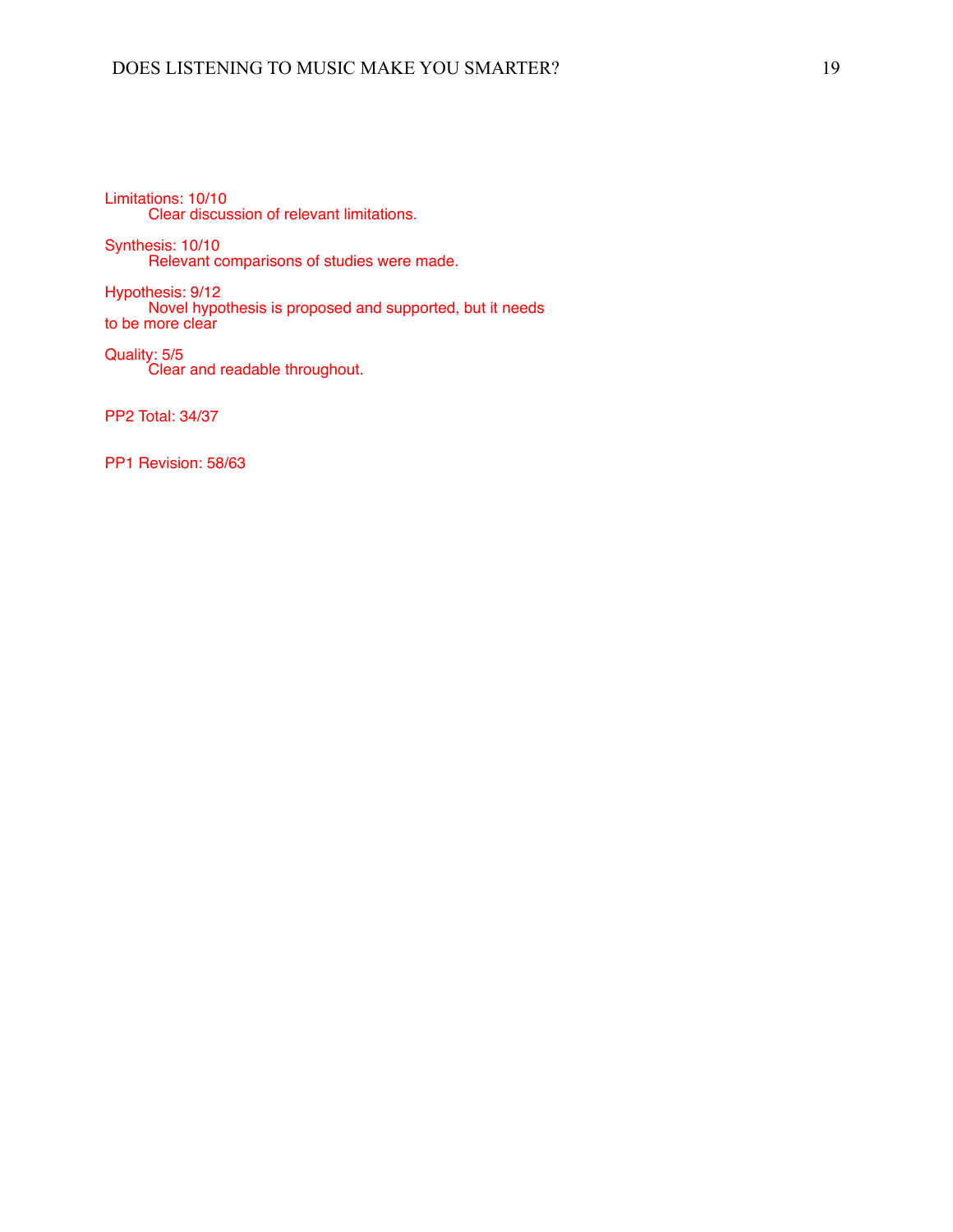Limitations: 10/10
Clear discussion of relevant limitations.

Synthesis: 10/10
Relevant comparisons of studies were made.

Hypothesis: 9/12
Novel hypothesis is proposed and supported, but it needs to be more clear

Quality: 5/5
Clear and readable throughout.

PP2 Total: 34/37

PP1 Revision: 58/63